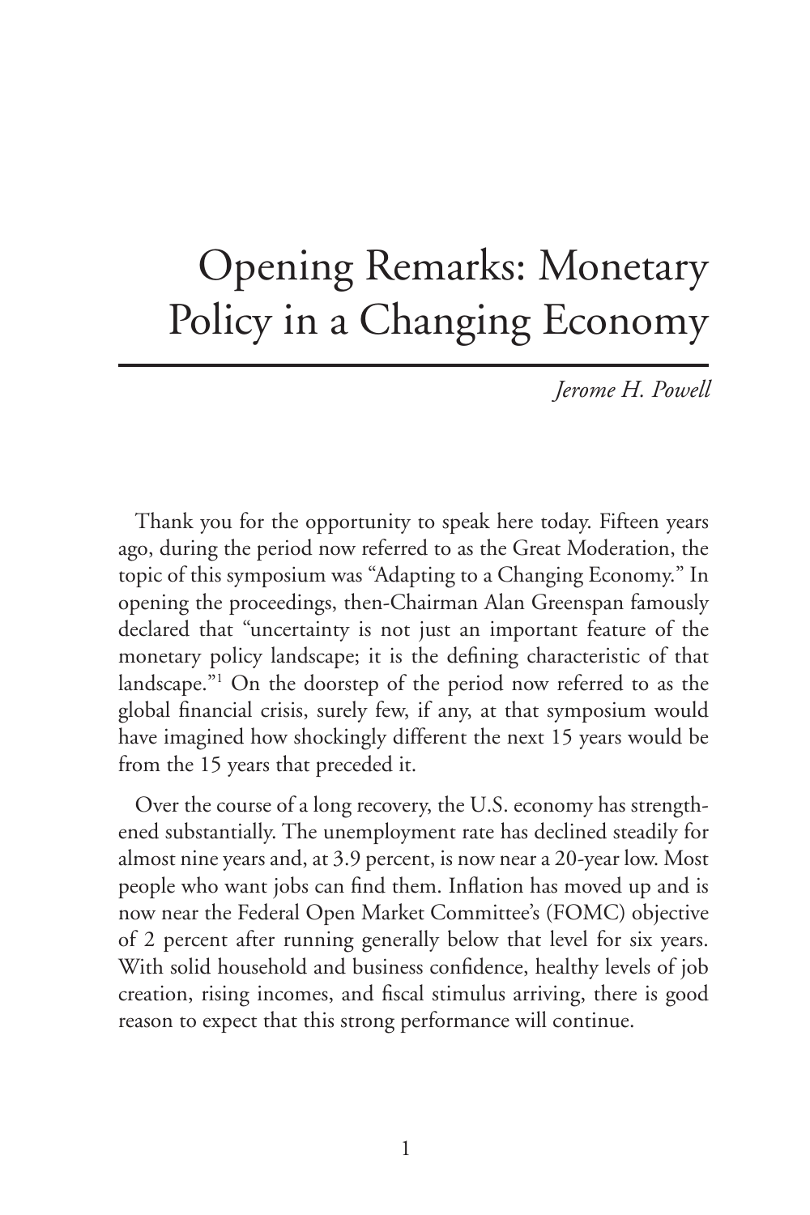# Opening Remarks: Monetary Policy in a Changing Economy

*Jerome H. Powell*

Thank you for the opportunity to speak here today. Fifteen years ago, during the period now referred to as the Great Moderation, the topic of this symposium was "Adapting to a Changing Economy." In opening the proceedings, then-Chairman Alan Greenspan famously declared that "uncertainty is not just an important feature of the monetary policy landscape; it is the defining characteristic of that landscape."[1] On the doorstep of the period now referred to as the global financial crisis, surely few, if any, at that symposium would have imagined how shockingly different the next 15 years would be from the 15 years that preceded it.

Over the course of a long recovery, the U.S. economy has strengthened substantially. The unemployment rate has declined steadily for almost nine years and, at 3.9 percent, is now near a 20-year low. Most people who want jobs can find them. Inflation has moved up and is now near the Federal Open Market Committee's (FOMC) objective of 2 percent after running generally below that level for six years. With solid household and business confidence, healthy levels of job creation, rising incomes, and fiscal stimulus arriving, there is good reason to expect that this strong performance will continue.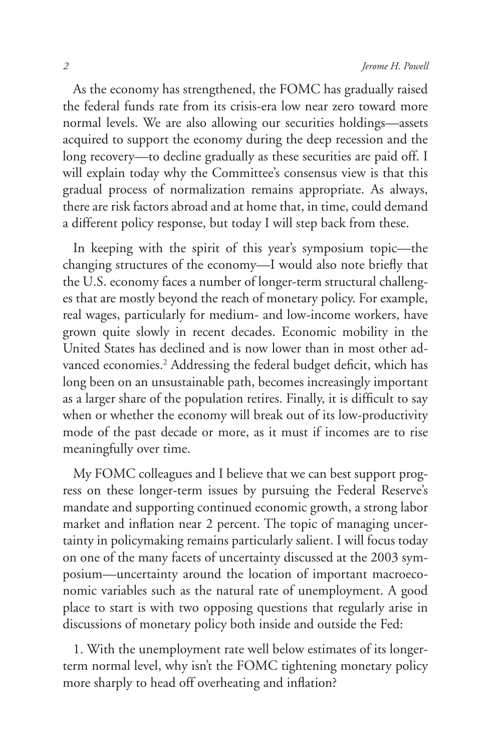As the economy has strengthened, the FOMC has gradually raised the federal funds rate from its crisis-era low near zero toward more normal levels. We are also allowing our securities holdings—assets acquired to support the economy during the deep recession and the long recovery—to decline gradually as these securities are paid off. I will explain today why the Committee's consensus view is that this gradual process of normalization remains appropriate. As always, there are risk factors abroad and at home that, in time, could demand a different policy response, but today I will step back from these.

In keeping with the spirit of this year's symposium topic—the changing structures of the economy—I would also note briefly that the U.S. economy faces a number of longer-term structural challenges that are mostly beyond the reach of monetary policy. For example, real wages, particularly for medium- and low-income workers, have grown quite slowly in recent decades. Economic mobility in the United States has declined and is now lower than in most other advanced economies.[2] Addressing the federal budget deficit, which has long been on an unsustainable path, becomes increasingly important as a larger share of the population retires. Finally, it is difficult to say when or whether the economy will break out of its low-productivity mode of the past decade or more, as it must if incomes are to rise meaningfully over time.

My FOMC colleagues and I believe that we can best support progress on these longer-term issues by pursuing the Federal Reserve's mandate and supporting continued economic growth, a strong labor market and inflation near 2 percent. The topic of managing uncertainty in policymaking remains particularly salient. I will focus today on one of the many facets of uncertainty discussed at the 2003 symposium—uncertainty around the location of important macroeconomic variables such as the natural rate of unemployment. A good place to start is with two opposing questions that regularly arise in discussions of monetary policy both inside and outside the Fed:

1. With the unemployment rate well below estimates of its longer-term normal level, why isn't the FOMC tightening monetary policy more sharply to head off overheating and inflation?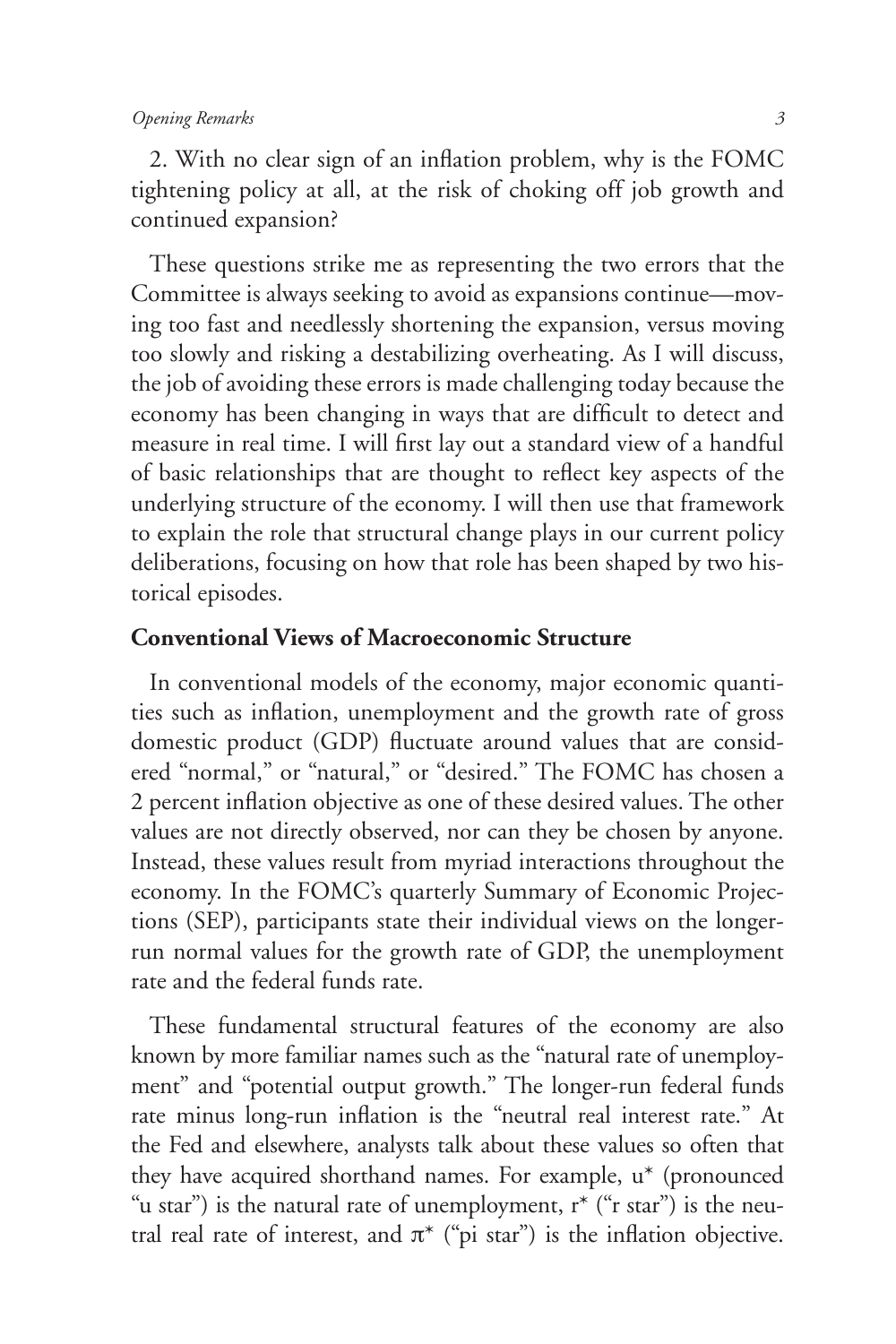2. With no clear sign of an inflation problem, why is the FOMC tightening policy at all, at the risk of choking off job growth and continued expansion?

These questions strike me as representing the two errors that the Committee is always seeking to avoid as expansions continue—moving too fast and needlessly shortening the expansion, versus moving too slowly and risking a destabilizing overheating. As I will discuss, the job of avoiding these errors is made challenging today because the economy has been changing in ways that are difficult to detect and measure in real time. I will first lay out a standard view of a handful of basic relationships that are thought to reflect key aspects of the underlying structure of the economy. I will then use that framework to explain the role that structural change plays in our current policy deliberations, focusing on how that role has been shaped by two historical episodes.

## Conventional Views of Macroeconomic Structure

In conventional models of the economy, major economic quantities such as inflation, unemployment and the growth rate of gross domestic product (GDP) fluctuate around values that are considered "normal," or "natural," or "desired." The FOMC has chosen a 2 percent inflation objective as one of these desired values. The other values are not directly observed, nor can they be chosen by anyone. Instead, these values result from myriad interactions throughout the economy. In the FOMC's quarterly Summary of Economic Projections (SEP), participants state their individual views on the longer-run normal values for the growth rate of GDP, the unemployment rate and the federal funds rate.

These fundamental structural features of the economy are also known by more familiar names such as the "natural rate of unemployment" and "potential output growth." The longer-run federal funds rate minus long-run inflation is the "neutral real interest rate." At the Fed and elsewhere, analysts talk about these values so often that they have acquired shorthand names. For example, $u^*$ (pronounced "u star") is the natural rate of unemployment, $r^*$ ("r star") is the neutral real rate of interest, and $\pi^*$ ("pi star") is the inflation objective.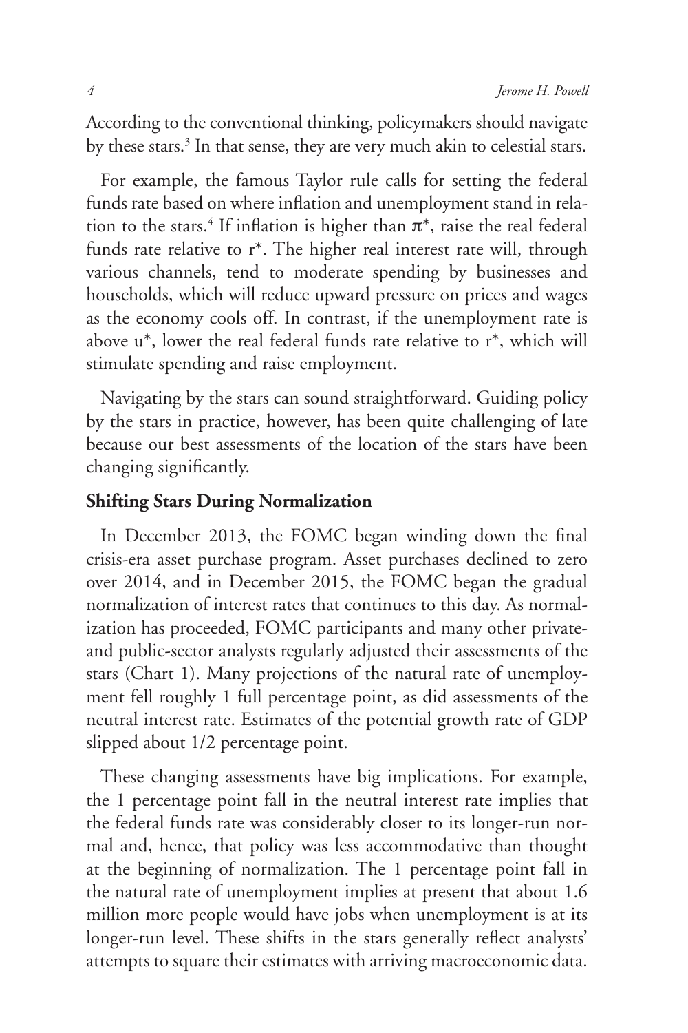According to the conventional thinking, policymakers should navigate by these stars.[3] In that sense, they are very much akin to celestial stars.

For example, the famous Taylor rule calls for setting the federal funds rate based on where inflation and unemployment stand in relation to the stars.[4] If inflation is higher than $\pi^*$, raise the real federal funds rate relative to $r^*$. The higher real interest rate will, through various channels, tend to moderate spending by businesses and households, which will reduce upward pressure on prices and wages as the economy cools off. In contrast, if the unemployment rate is above $u^*$, lower the real federal funds rate relative to $r^*$, which will stimulate spending and raise employment.

Navigating by the stars can sound straightforward. Guiding policy by the stars in practice, however, has been quite challenging of late because our best assessments of the location of the stars have been changing significantly.

### Shifting Stars During Normalization

In December 2013, the FOMC began winding down the final crisis-era asset purchase program. Asset purchases declined to zero over 2014, and in December 2015, the FOMC began the gradual normalization of interest rates that continues to this day. As normalization has proceeded, FOMC participants and many other private- and public-sector analysts regularly adjusted their assessments of the stars (Chart 1). Many projections of the natural rate of unemployment fell roughly 1 full percentage point, as did assessments of the neutral interest rate. Estimates of the potential growth rate of GDP slipped about 1/2 percentage point.

These changing assessments have big implications. For example, the 1 percentage point fall in the neutral interest rate implies that the federal funds rate was considerably closer to its longer-run normal and, hence, that policy was less accommodative than thought at the beginning of normalization. The 1 percentage point fall in the natural rate of unemployment implies at present that about 1.6 million more people would have jobs when unemployment is at its longer-run level. These shifts in the stars generally reflect analysts' attempts to square their estimates with arriving macroeconomic data.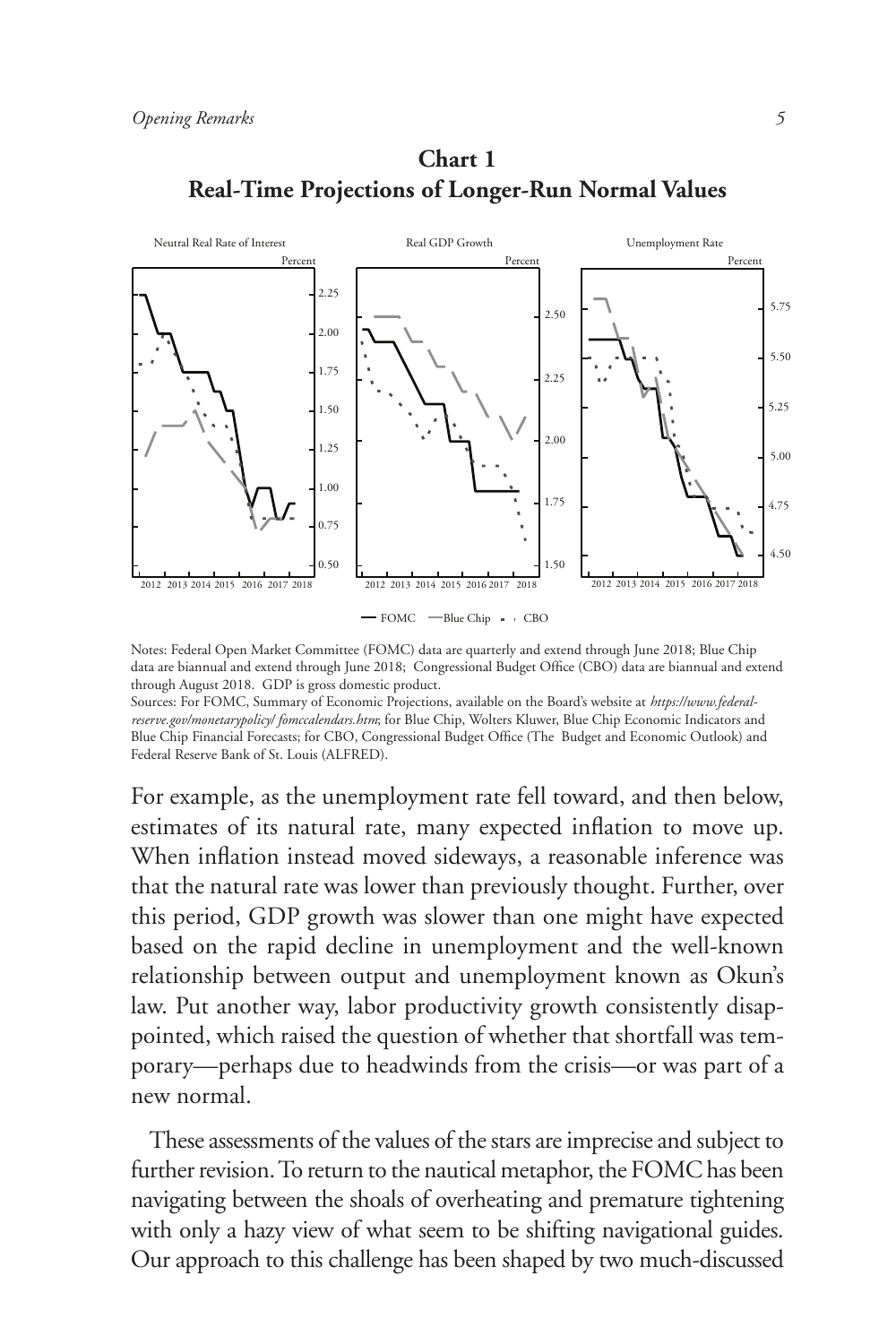**Chart 1**
**Real-Time Projections of Longer-Run Normal Values**

Notes: Federal Open Market Committee (FOMC) data are quarterly and extend through June 2018; Blue Chip data are biannual and extend through June 2018; Congressional Budget Office (CBO) data are biannual and extend through August 2018. GDP is gross domestic product.
Sources: For FOMC, Summary of Economic Projections, available on the Board's website at *https://www.federalreserve.gov/monetarypolicy/ fomccalendars.htm*; for Blue Chip, Wolters Kluwer, Blue Chip Economic Indicators and Blue Chip Financial Forecasts; for CBO, Congressional Budget Office (The Budget and Economic Outlook) and Federal Reserve Bank of St. Louis (ALFRED).

For example, as the unemployment rate fell toward, and then below, estimates of its natural rate, many expected inflation to move up. When inflation instead moved sideways, a reasonable inference was that the natural rate was lower than previously thought. Further, over this period, GDP growth was slower than one might have expected based on the rapid decline in unemployment and the well-known relationship between output and unemployment known as Okun's law. Put another way, labor productivity growth consistently disappointed, which raised the question of whether that shortfall was temporary—perhaps due to headwinds from the crisis—or was part of a new normal.

These assessments of the values of the stars are imprecise and subject to further revision. To return to the nautical metaphor, the FOMC has been navigating between the shoals of overheating and premature tightening with only a hazy view of what seem to be shifting navigational guides. Our approach to this challenge has been shaped by two much-discussed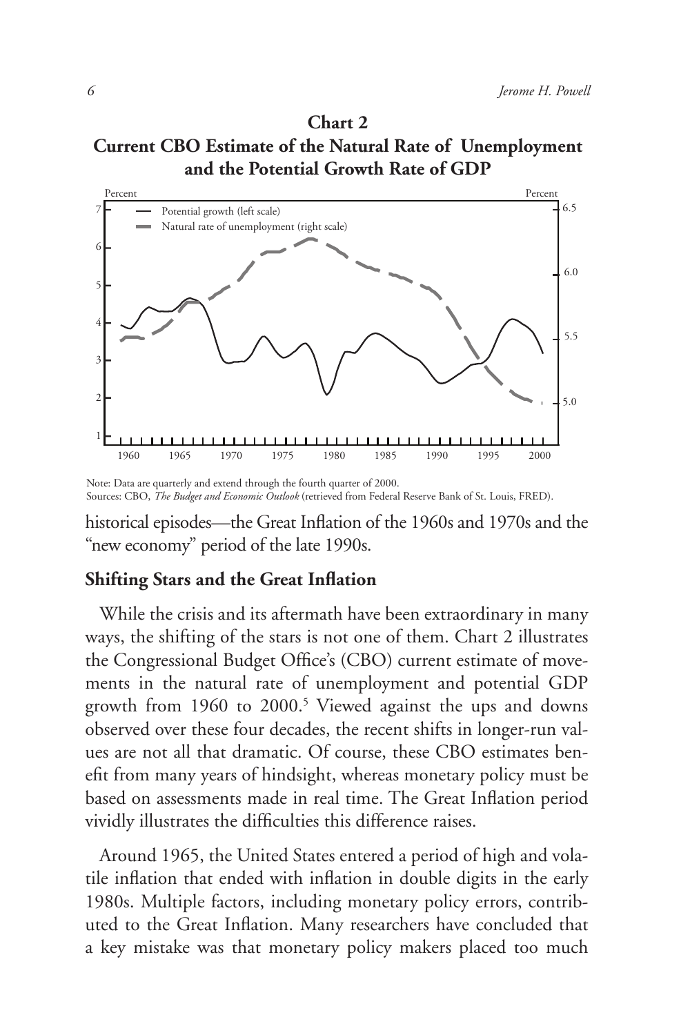**Chart 2**
**Current CBO Estimate of the Natural Rate of Unemployment and the Potential Growth Rate of GDP**

Note: Data are quarterly and extend through the fourth quarter of 2000.
Sources: CBO, *The Budget and Economic Outlook* (retrieved from Federal Reserve Bank of St. Louis, FRED).

historical episodes—the Great Inflation of the 1960s and 1970s and the "new economy" period of the late 1990s.

## Shifting Stars and the Great Inflation

While the crisis and its aftermath have been extraordinary in many ways, the shifting of the stars is not one of them. Chart 2 illustrates the Congressional Budget Office's (CBO) current estimate of movements in the natural rate of unemployment and potential GDP growth from 1960 to 2000.[5] Viewed against the ups and downs observed over these four decades, the recent shifts in longer-run values are not all that dramatic. Of course, these CBO estimates benefit from many years of hindsight, whereas monetary policy must be based on assessments made in real time. The Great Inflation period vividly illustrates the difficulties this difference raises.

Around 1965, the United States entered a period of high and volatile inflation that ended with inflation in double digits in the early 1980s. Multiple factors, including monetary policy errors, contributed to the Great Inflation. Many researchers have concluded that a key mistake was that monetary policy makers placed too much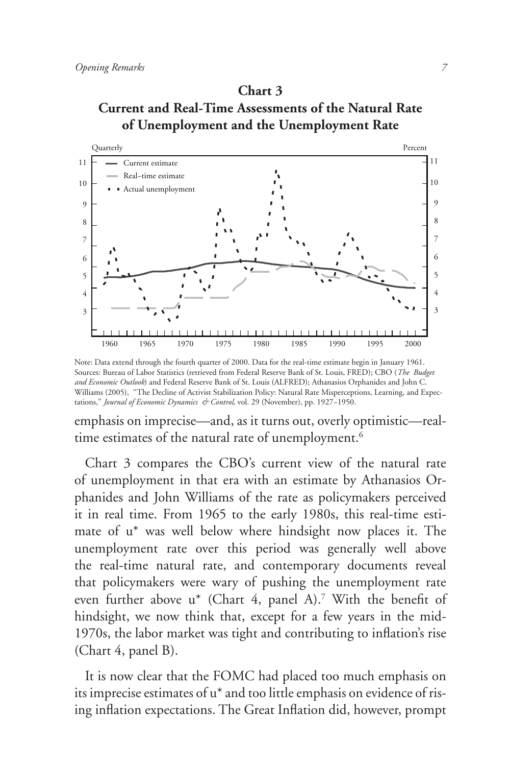**Chart 3**
**Current and Real-Time Assessments of the Natural Rate of Unemployment and the Unemployment Rate**

Note: Data extend through the fourth quarter of 2000. Data for the real-time estimate begin in January 1961.
Sources: Bureau of Labor Statistics (retrieved from Federal Reserve Bank of St. Louis, FRED); CBO (*The Budget and Economic Outlook*) and Federal Reserve Bank of St. Louis (ALFRED); Athanasios Orphanides and John C. Williams (2005), "The Decline of Activist Stabilization Policy: Natural Rate Misperceptions, Learning, and Expectations," *Journal of Economic Dynamics & Control*, vol. 29 (November), pp. 1927–1950.

emphasis on imprecise—and, as it turns out, overly optimistic—real-time estimates of the natural rate of unemployment.[6]

Chart 3 compares the CBO's current view of the natural rate of unemployment in that era with an estimate by Athanasios Orphanides and John Williams of the rate as policymakers perceived it in real time. From 1965 to the early 1980s, this real-time estimate of $u^*$ was well below where hindsight now places it. The unemployment rate over this period was generally well above the real-time natural rate, and contemporary documents reveal that policymakers were wary of pushing the unemployment rate even further above $u^*$ (Chart 4, panel A).[7] With the benefit of hindsight, we now think that, except for a few years in the mid-1970s, the labor market was tight and contributing to inflation's rise (Chart 4, panel B).

It is now clear that the FOMC had placed too much emphasis on its imprecise estimates of $u^*$ and too little emphasis on evidence of rising inflation expectations. The Great Inflation did, however, prompt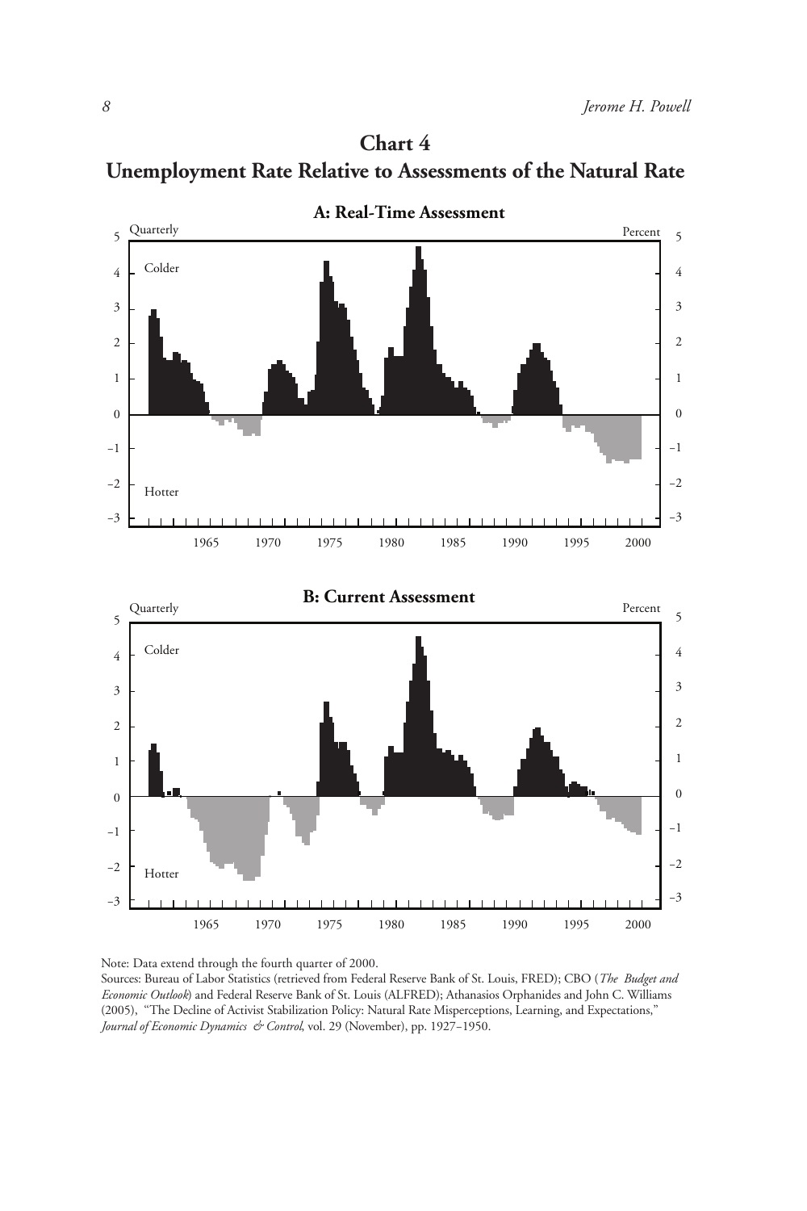## Chart 4

## Unemployment Rate Relative to Assessments of the Natural Rate

### A: Real-Time Assessment

Quarterly — Percent

Colder

Hotter

### B: Current Assessment

Quarterly — Percent

Colder

Hotter

Note: Data extend through the fourth quarter of 2000.

Sources: Bureau of Labor Statistics (retrieved from Federal Reserve Bank of St. Louis, FRED); CBO (*The Budget and Economic Outlook*) and Federal Reserve Bank of St. Louis (ALFRED); Athanasios Orphanides and John C. Williams (2005), "The Decline of Activist Stabilization Policy: Natural Rate Misperceptions, Learning, and Expectations," *Journal of Economic Dynamics & Control*, vol. 29 (November), pp. 1927–1950.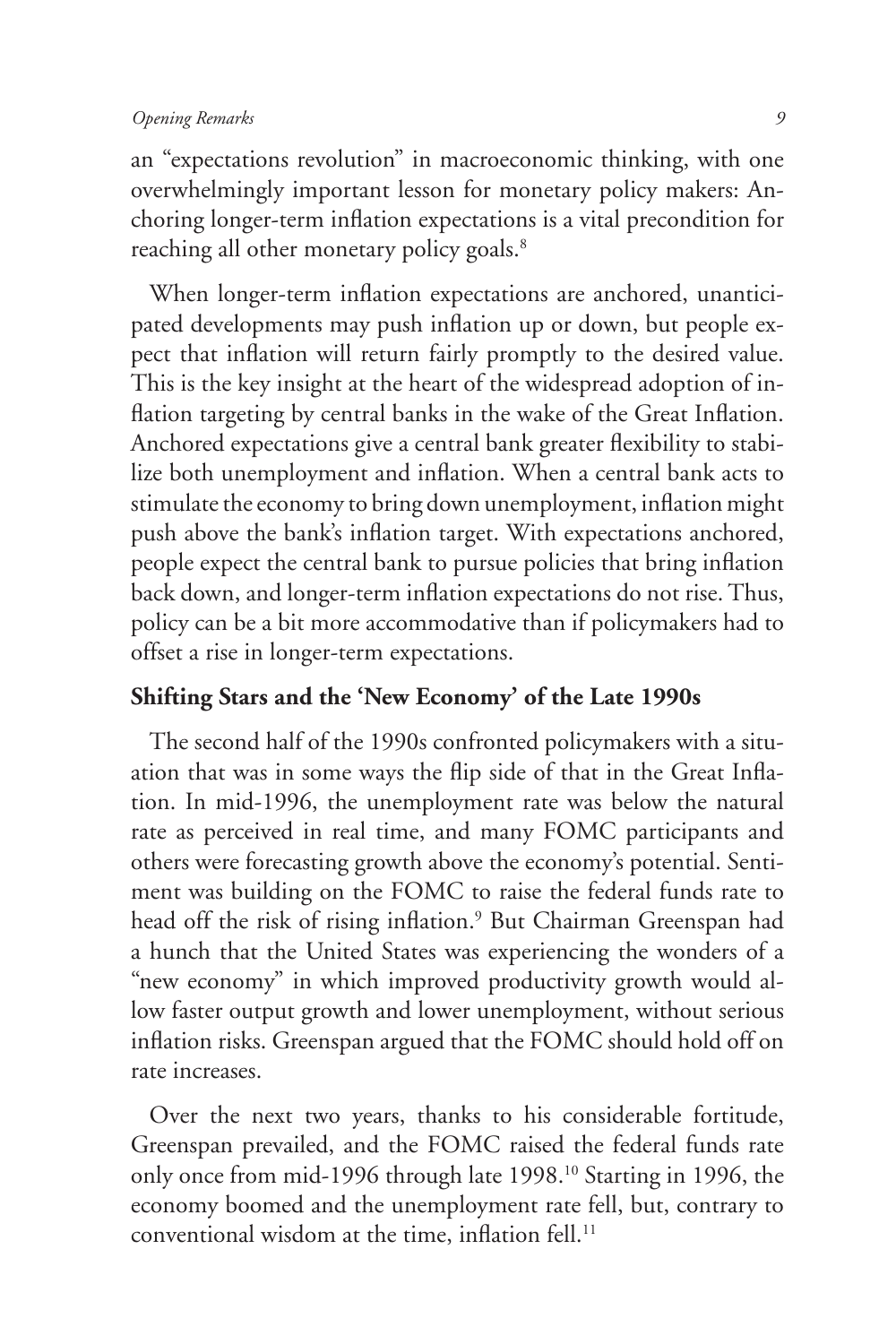an "expectations revolution" in macroeconomic thinking, with one overwhelmingly important lesson for monetary policy makers: Anchoring longer-term inflation expectations is a vital precondition for reaching all other monetary policy goals.[8]

When longer-term inflation expectations are anchored, unanticipated developments may push inflation up or down, but people expect that inflation will return fairly promptly to the desired value. This is the key insight at the heart of the widespread adoption of inflation targeting by central banks in the wake of the Great Inflation. Anchored expectations give a central bank greater flexibility to stabilize both unemployment and inflation. When a central bank acts to stimulate the economy to bring down unemployment, inflation might push above the bank's inflation target. With expectations anchored, people expect the central bank to pursue policies that bring inflation back down, and longer-term inflation expectations do not rise. Thus, policy can be a bit more accommodative than if policymakers had to offset a rise in longer-term expectations.

## Shifting Stars and the 'New Economy' of the Late 1990s

The second half of the 1990s confronted policymakers with a situation that was in some ways the flip side of that in the Great Inflation. In mid-1996, the unemployment rate was below the natural rate as perceived in real time, and many FOMC participants and others were forecasting growth above the economy's potential. Sentiment was building on the FOMC to raise the federal funds rate to head off the risk of rising inflation.[9] But Chairman Greenspan had a hunch that the United States was experiencing the wonders of a "new economy" in which improved productivity growth would allow faster output growth and lower unemployment, without serious inflation risks. Greenspan argued that the FOMC should hold off on rate increases.

Over the next two years, thanks to his considerable fortitude, Greenspan prevailed, and the FOMC raised the federal funds rate only once from mid-1996 through late 1998.[10] Starting in 1996, the economy boomed and the unemployment rate fell, but, contrary to conventional wisdom at the time, inflation fell.[11]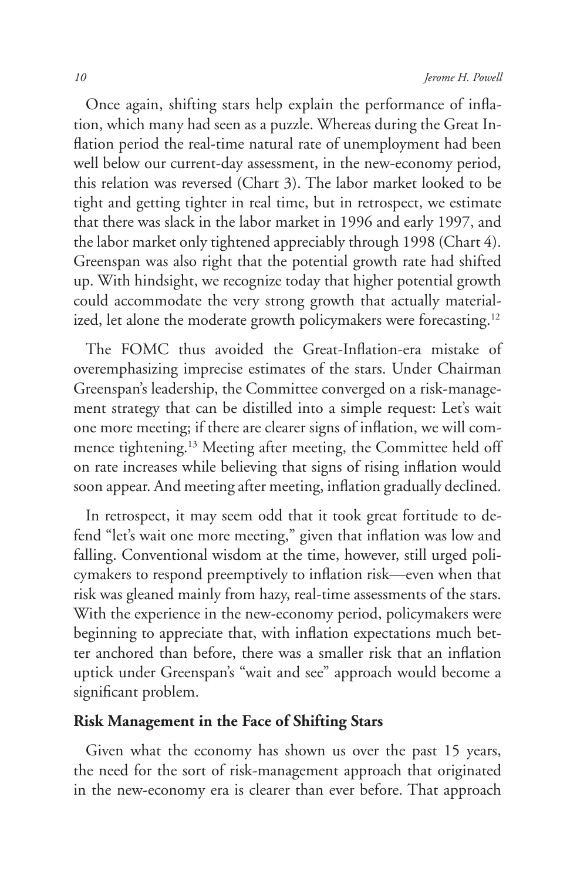Once again, shifting stars help explain the performance of inflation, which many had seen as a puzzle. Whereas during the Great Inflation period the real-time natural rate of unemployment had been well below our current-day assessment, in the new-economy period, this relation was reversed (Chart 3). The labor market looked to be tight and getting tighter in real time, but in retrospect, we estimate that there was slack in the labor market in 1996 and early 1997, and the labor market only tightened appreciably through 1998 (Chart 4). Greenspan was also right that the potential growth rate had shifted up. With hindsight, we recognize today that higher potential growth could accommodate the very strong growth that actually materialized, let alone the moderate growth policymakers were forecasting.[12]

The FOMC thus avoided the Great-Inflation-era mistake of overemphasizing imprecise estimates of the stars. Under Chairman Greenspan's leadership, the Committee converged on a risk-management strategy that can be distilled into a simple request: Let's wait one more meeting; if there are clearer signs of inflation, we will commence tightening.[13] Meeting after meeting, the Committee held off on rate increases while believing that signs of rising inflation would soon appear. And meeting after meeting, inflation gradually declined.

In retrospect, it may seem odd that it took great fortitude to defend "let's wait one more meeting," given that inflation was low and falling. Conventional wisdom at the time, however, still urged policymakers to respond preemptively to inflation risk—even when that risk was gleaned mainly from hazy, real-time assessments of the stars. With the experience in the new-economy period, policymakers were beginning to appreciate that, with inflation expectations much better anchored than before, there was a smaller risk that an inflation uptick under Greenspan's "wait and see" approach would become a significant problem.

## Risk Management in the Face of Shifting Stars

Given what the economy has shown us over the past 15 years, the need for the sort of risk-management approach that originated in the new-economy era is clearer than ever before. That approach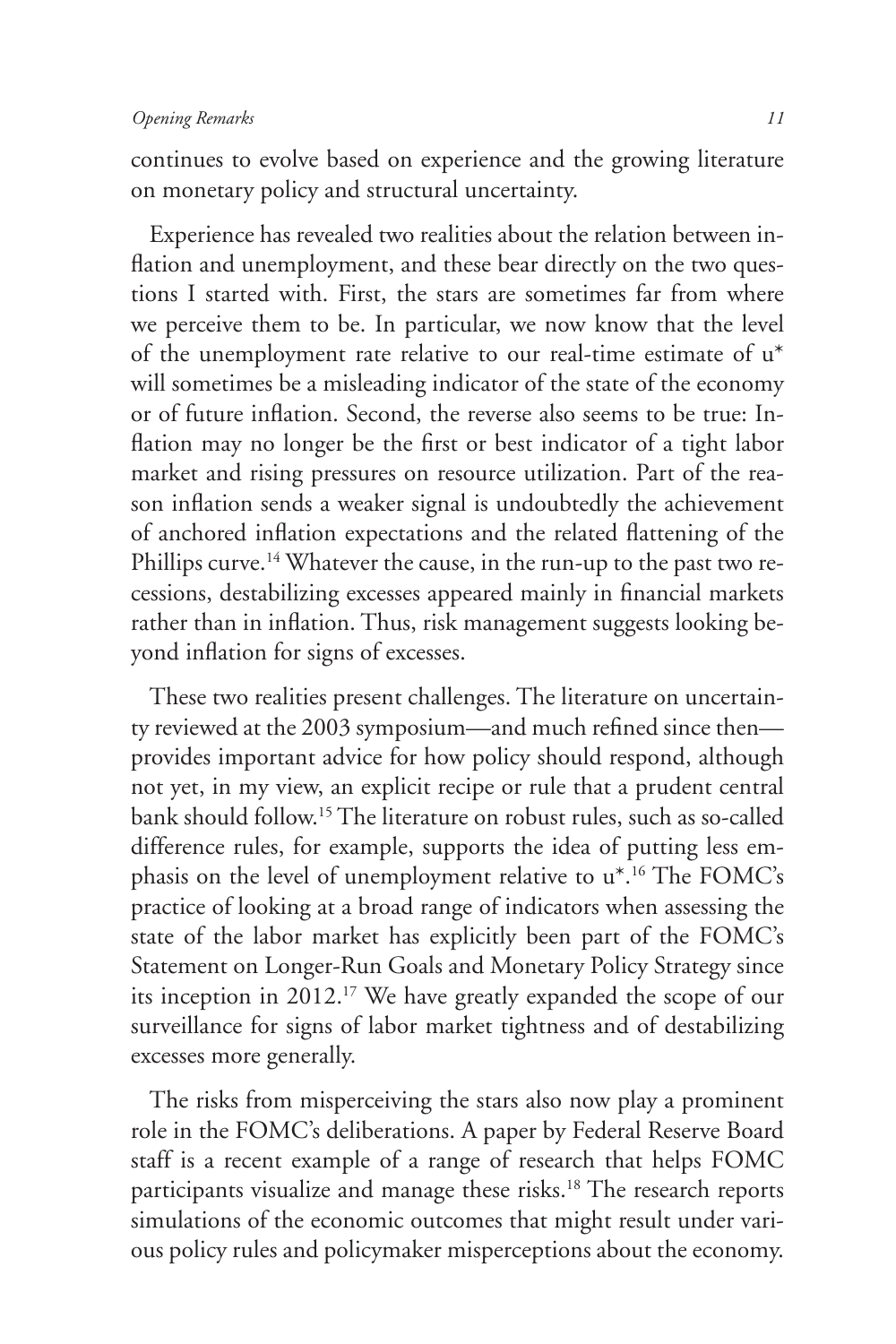continues to evolve based on experience and the growing literature on monetary policy and structural uncertainty.

Experience has revealed two realities about the relation between inflation and unemployment, and these bear directly on the two questions I started with. First, the stars are sometimes far from where we perceive them to be. In particular, we now know that the level of the unemployment rate relative to our real-time estimate of u* will sometimes be a misleading indicator of the state of the economy or of future inflation. Second, the reverse also seems to be true: Inflation may no longer be the first or best indicator of a tight labor market and rising pressures on resource utilization. Part of the reason inflation sends a weaker signal is undoubtedly the achievement of anchored inflation expectations and the related flattening of the Phillips curve.[14] Whatever the cause, in the run-up to the past two recessions, destabilizing excesses appeared mainly in financial markets rather than in inflation. Thus, risk management suggests looking beyond inflation for signs of excesses.

These two realities present challenges. The literature on uncertainty reviewed at the 2003 symposium—and much refined since then—provides important advice for how policy should respond, although not yet, in my view, an explicit recipe or rule that a prudent central bank should follow.[15] The literature on robust rules, such as so-called difference rules, for example, supports the idea of putting less emphasis on the level of unemployment relative to u*.[16] The FOMC's practice of looking at a broad range of indicators when assessing the state of the labor market has explicitly been part of the FOMC's Statement on Longer-Run Goals and Monetary Policy Strategy since its inception in 2012.[17] We have greatly expanded the scope of our surveillance for signs of labor market tightness and of destabilizing excesses more generally.

The risks from misperceiving the stars also now play a prominent role in the FOMC's deliberations. A paper by Federal Reserve Board staff is a recent example of a range of research that helps FOMC participants visualize and manage these risks.[18] The research reports simulations of the economic outcomes that might result under various policy rules and policymaker misperceptions about the economy.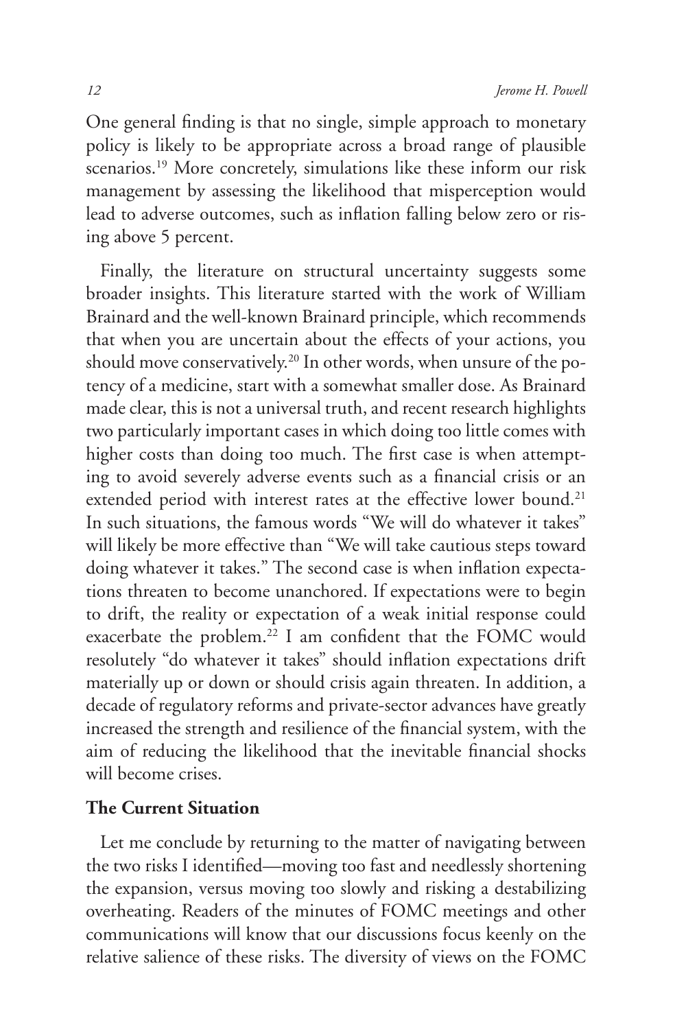One general finding is that no single, simple approach to monetary policy is likely to be appropriate across a broad range of plausible scenarios.[19] More concretely, simulations like these inform our risk management by assessing the likelihood that misperception would lead to adverse outcomes, such as inflation falling below zero or rising above 5 percent.

Finally, the literature on structural uncertainty suggests some broader insights. This literature started with the work of William Brainard and the well-known Brainard principle, which recommends that when you are uncertain about the effects of your actions, you should move conservatively.[20] In other words, when unsure of the potency of a medicine, start with a somewhat smaller dose. As Brainard made clear, this is not a universal truth, and recent research highlights two particularly important cases in which doing too little comes with higher costs than doing too much. The first case is when attempting to avoid severely adverse events such as a financial crisis or an extended period with interest rates at the effective lower bound.[21] In such situations, the famous words "We will do whatever it takes" will likely be more effective than "We will take cautious steps toward doing whatever it takes." The second case is when inflation expectations threaten to become unanchored. If expectations were to begin to drift, the reality or expectation of a weak initial response could exacerbate the problem.[22] I am confident that the FOMC would resolutely "do whatever it takes" should inflation expectations drift materially up or down or should crisis again threaten. In addition, a decade of regulatory reforms and private-sector advances have greatly increased the strength and resilience of the financial system, with the aim of reducing the likelihood that the inevitable financial shocks will become crises.

**The Current Situation**

Let me conclude by returning to the matter of navigating between the two risks I identified—moving too fast and needlessly shortening the expansion, versus moving too slowly and risking a destabilizing overheating. Readers of the minutes of FOMC meetings and other communications will know that our discussions focus keenly on the relative salience of these risks. The diversity of views on the FOMC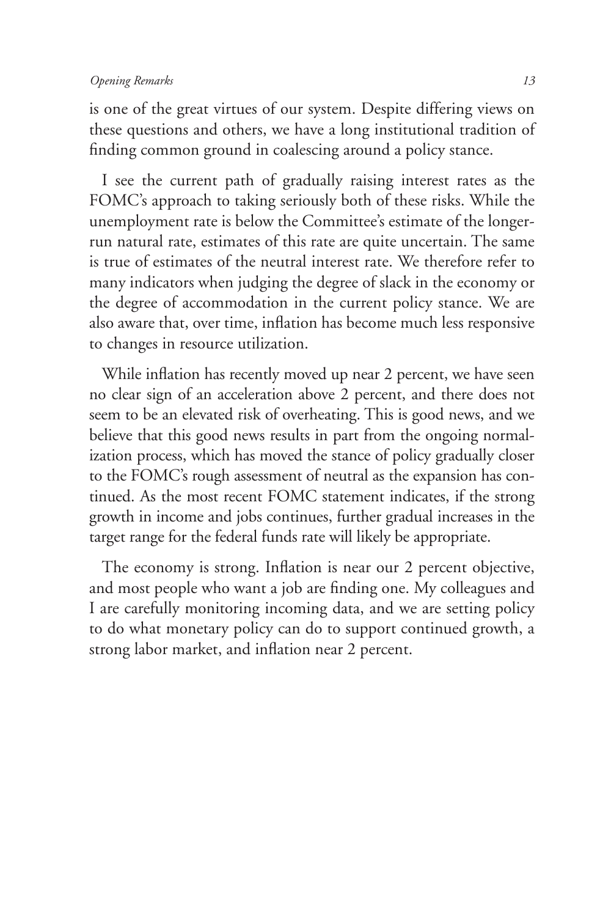is one of the great virtues of our system. Despite differing views on these questions and others, we have a long institutional tradition of finding common ground in coalescing around a policy stance.

I see the current path of gradually raising interest rates as the FOMC's approach to taking seriously both of these risks. While the unemployment rate is below the Committee's estimate of the longer-run natural rate, estimates of this rate are quite uncertain. The same is true of estimates of the neutral interest rate. We therefore refer to many indicators when judging the degree of slack in the economy or the degree of accommodation in the current policy stance. We are also aware that, over time, inflation has become much less responsive to changes in resource utilization.

While inflation has recently moved up near 2 percent, we have seen no clear sign of an acceleration above 2 percent, and there does not seem to be an elevated risk of overheating. This is good news, and we believe that this good news results in part from the ongoing normalization process, which has moved the stance of policy gradually closer to the FOMC's rough assessment of neutral as the expansion has continued. As the most recent FOMC statement indicates, if the strong growth in income and jobs continues, further gradual increases in the target range for the federal funds rate will likely be appropriate.

The economy is strong. Inflation is near our 2 percent objective, and most people who want a job are finding one. My colleagues and I are carefully monitoring incoming data, and we are setting policy to do what monetary policy can do to support continued growth, a strong labor market, and inflation near 2 percent.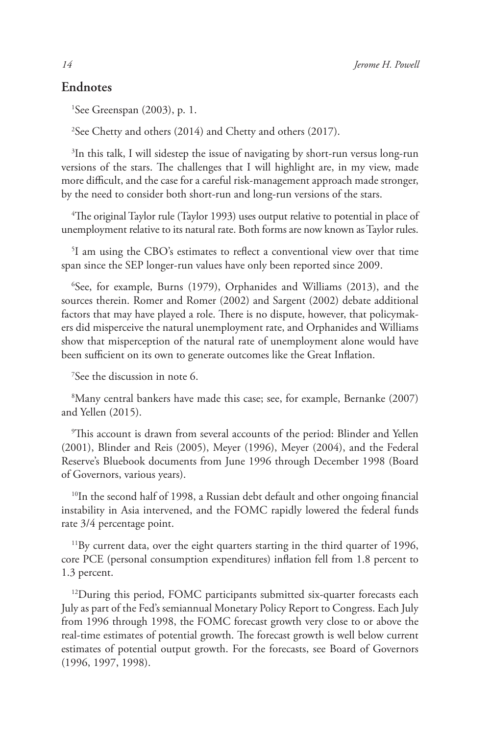## Endnotes

[1]See Greenspan (2003), p. 1.

[2]See Chetty and others (2014) and Chetty and others (2017).

[3]In this talk, I will sidestep the issue of navigating by short-run versus long-run versions of the stars. The challenges that I will highlight are, in my view, made more difficult, and the case for a careful risk-management approach made stronger, by the need to consider both short-run and long-run versions of the stars.

[4]The original Taylor rule (Taylor 1993) uses output relative to potential in place of unemployment relative to its natural rate. Both forms are now known as Taylor rules.

[5]I am using the CBO's estimates to reflect a conventional view over that time span since the SEP longer-run values have only been reported since 2009.

[6]See, for example, Burns (1979), Orphanides and Williams (2013), and the sources therein. Romer and Romer (2002) and Sargent (2002) debate additional factors that may have played a role. There is no dispute, however, that policymakers did misperceive the natural unemployment rate, and Orphanides and Williams show that misperception of the natural rate of unemployment alone would have been sufficient on its own to generate outcomes like the Great Inflation.

[7]See the discussion in note 6.

[8]Many central bankers have made this case; see, for example, Bernanke (2007) and Yellen (2015).

[9]This account is drawn from several accounts of the period: Blinder and Yellen (2001), Blinder and Reis (2005), Meyer (1996), Meyer (2004), and the Federal Reserve's Bluebook documents from June 1996 through December 1998 (Board of Governors, various years).

[10]In the second half of 1998, a Russian debt default and other ongoing financial instability in Asia intervened, and the FOMC rapidly lowered the federal funds rate 3/4 percentage point.

[11]By current data, over the eight quarters starting in the third quarter of 1996, core PCE (personal consumption expenditures) inflation fell from 1.8 percent to 1.3 percent.

[12]During this period, FOMC participants submitted six-quarter forecasts each July as part of the Fed's semiannual Monetary Policy Report to Congress. Each July from 1996 through 1998, the FOMC forecast growth very close to or above the real-time estimates of potential growth. The forecast growth is well below current estimates of potential output growth. For the forecasts, see Board of Governors (1996, 1997, 1998).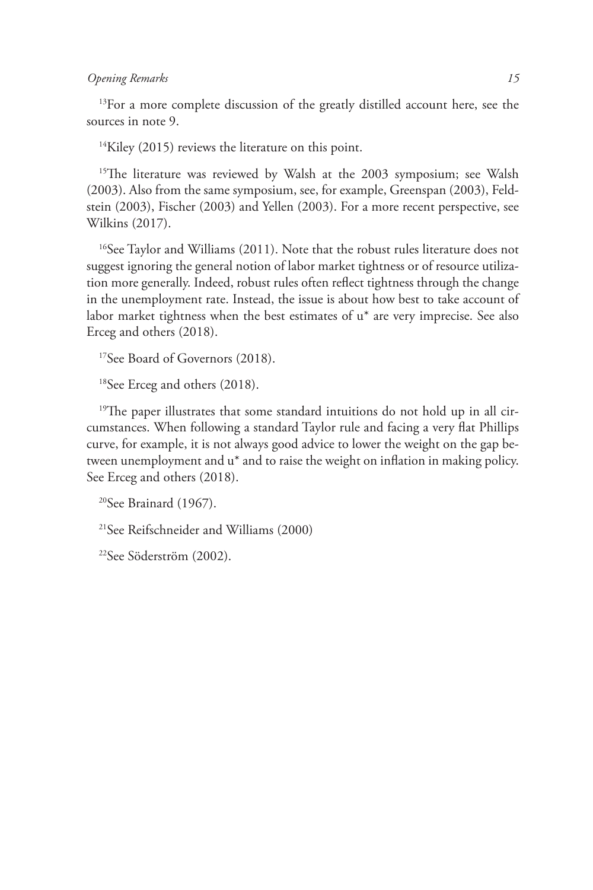[13]For a more complete discussion of the greatly distilled account here, see the sources in note 9.

[14]Kiley (2015) reviews the literature on this point.

[15]The literature was reviewed by Walsh at the 2003 symposium; see Walsh (2003). Also from the same symposium, see, for example, Greenspan (2003), Feldstein (2003), Fischer (2003) and Yellen (2003). For a more recent perspective, see Wilkins (2017).

[16]See Taylor and Williams (2011). Note that the robust rules literature does not suggest ignoring the general notion of labor market tightness or of resource utilization more generally. Indeed, robust rules often reflect tightness through the change in the unemployment rate. Instead, the issue is about how best to take account of labor market tightness when the best estimates of $u^*$ are very imprecise. See also Erceg and others (2018).

[17]See Board of Governors (2018).

[18]See Erceg and others (2018).

[19]The paper illustrates that some standard intuitions do not hold up in all circumstances. When following a standard Taylor rule and facing a very flat Phillips curve, for example, it is not always good advice to lower the weight on the gap between unemployment and $u^*$ and to raise the weight on inflation in making policy. See Erceg and others (2018).

[20]See Brainard (1967).

[21]See Reifschneider and Williams (2000)

[22]See Söderström (2002).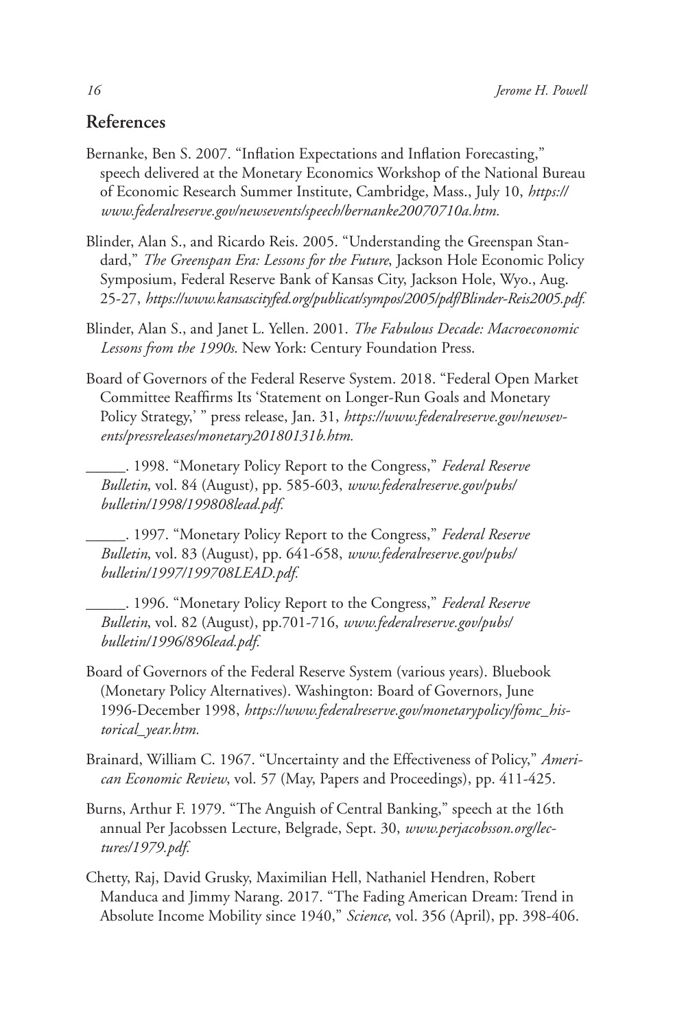## References

Bernanke, Ben S. 2007. "Inflation Expectations and Inflation Forecasting," speech delivered at the Monetary Economics Workshop of the National Bureau of Economic Research Summer Institute, Cambridge, Mass., July 10, *https://www.federalreserve.gov/newsevents/speech/bernanke20070710a.htm.*

Blinder, Alan S., and Ricardo Reis. 2005. "Understanding the Greenspan Standard," *The Greenspan Era: Lessons for the Future*, Jackson Hole Economic Policy Symposium, Federal Reserve Bank of Kansas City, Jackson Hole, Wyo., Aug. 25-27, *https://www.kansascityfed.org/publicat/sympos/2005/pdf/Blinder-Reis2005.pdf.*

Blinder, Alan S., and Janet L. Yellen. 2001. *The Fabulous Decade: Macroeconomic Lessons from the 1990s*. New York: Century Foundation Press.

Board of Governors of the Federal Reserve System. 2018. "Federal Open Market Committee Reaffirms Its 'Statement on Longer-Run Goals and Monetary Policy Strategy,' " press release, Jan. 31, *https://www.federalreserve.gov/newsevents/pressreleases/monetary20180131b.htm.*

\_\_\_\_\_. 1998. "Monetary Policy Report to the Congress," *Federal Reserve Bulletin*, vol. 84 (August), pp. 585-603, *www.federalreserve.gov/pubs/bulletin/1998/199808lead.pdf.*

\_\_\_\_\_. 1997. "Monetary Policy Report to the Congress," *Federal Reserve Bulletin*, vol. 83 (August), pp. 641-658, *www.federalreserve.gov/pubs/bulletin/1997/199708LEAD.pdf.*

\_\_\_\_\_. 1996. "Monetary Policy Report to the Congress," *Federal Reserve Bulletin*, vol. 82 (August), pp.701-716, *www.federalreserve.gov/pubs/bulletin/1996/896lead.pdf.*

Board of Governors of the Federal Reserve System (various years). Bluebook (Monetary Policy Alternatives). Washington: Board of Governors, June 1996-December 1998, *https://www.federalreserve.gov/monetarypolicy/fomc_historical_year.htm.*

Brainard, William C. 1967. "Uncertainty and the Effectiveness of Policy," *American Economic Review*, vol. 57 (May, Papers and Proceedings), pp. 411-425.

Burns, Arthur F. 1979. "The Anguish of Central Banking," speech at the 16th annual Per Jacobssen Lecture, Belgrade, Sept. 30, *www.perjacobsson.org/lectures/1979.pdf.*

Chetty, Raj, David Grusky, Maximilian Hell, Nathaniel Hendren, Robert Manduca and Jimmy Narang. 2017. "The Fading American Dream: Trend in Absolute Income Mobility since 1940," *Science*, vol. 356 (April), pp. 398-406.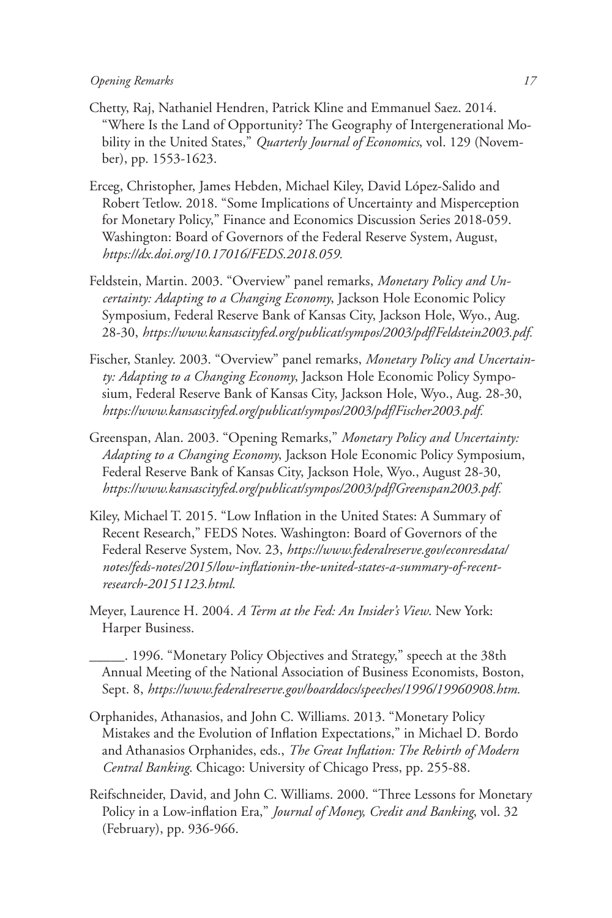Chetty, Raj, Nathaniel Hendren, Patrick Kline and Emmanuel Saez. 2014. "Where Is the Land of Opportunity? The Geography of Intergenerational Mobility in the United States," *Quarterly Journal of Economics*, vol. 129 (November), pp. 1553-1623.

Erceg, Christopher, James Hebden, Michael Kiley, David López-Salido and Robert Tetlow. 2018. "Some Implications of Uncertainty and Misperception for Monetary Policy," Finance and Economics Discussion Series 2018-059. Washington: Board of Governors of the Federal Reserve System, August, *https://dx.doi.org/10.17016/FEDS.2018.059.*

Feldstein, Martin. 2003. "Overview" panel remarks, *Monetary Policy and Uncertainty: Adapting to a Changing Economy*, Jackson Hole Economic Policy Symposium, Federal Reserve Bank of Kansas City, Jackson Hole, Wyo., Aug. 28-30, *https://www.kansascityfed.org/publicat/sympos/2003/pdf/Feldstein2003.pdf.*

Fischer, Stanley. 2003. "Overview" panel remarks, *Monetary Policy and Uncertainty: Adapting to a Changing Economy*, Jackson Hole Economic Policy Symposium, Federal Reserve Bank of Kansas City, Jackson Hole, Wyo., Aug. 28-30, *https://www.kansascityfed.org/publicat/sympos/2003/pdf/Fischer2003.pdf.*

Greenspan, Alan. 2003. "Opening Remarks," *Monetary Policy and Uncertainty: Adapting to a Changing Economy*, Jackson Hole Economic Policy Symposium, Federal Reserve Bank of Kansas City, Jackson Hole, Wyo., August 28-30, *https://www.kansascityfed.org/publicat/sympos/2003/pdf/Greenspan2003.pdf.*

Kiley, Michael T. 2015. "Low Inflation in the United States: A Summary of Recent Research," FEDS Notes. Washington: Board of Governors of the Federal Reserve System, Nov. 23, *https://www.federalreserve.gov/econresdata/notes/feds-notes/2015/low-inflationin-the-united-states-a-summary-of-recent-research-20151123.html.*

Meyer, Laurence H. 2004. *A Term at the Fed: An Insider's View*. New York: Harper Business.

_____. 1996. "Monetary Policy Objectives and Strategy," speech at the 38th Annual Meeting of the National Association of Business Economists, Boston, Sept. 8, *https://www.federalreserve.gov/boarddocs/speeches/1996/19960908.htm.*

Orphanides, Athanasios, and John C. Williams. 2013. "Monetary Policy Mistakes and the Evolution of Inflation Expectations," in Michael D. Bordo and Athanasios Orphanides, eds., *The Great Inflation: The Rebirth of Modern Central Banking*. Chicago: University of Chicago Press, pp. 255-88.

Reifschneider, David, and John C. Williams. 2000. "Three Lessons for Monetary Policy in a Low-inflation Era," *Journal of Money, Credit and Banking*, vol. 32 (February), pp. 936-966.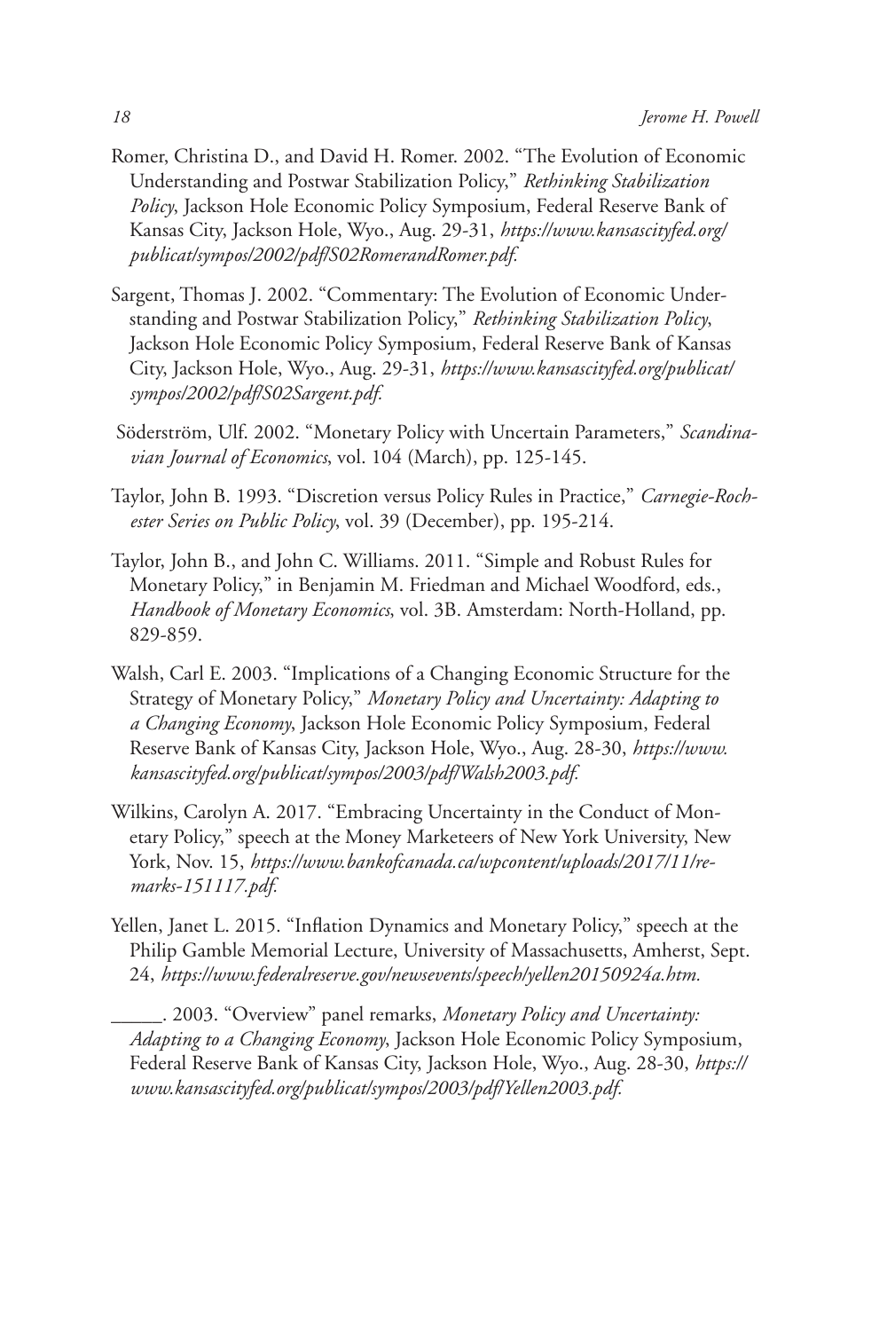Romer, Christina D., and David H. Romer. 2002. "The Evolution of Economic Understanding and Postwar Stabilization Policy," *Rethinking Stabilization Policy*, Jackson Hole Economic Policy Symposium, Federal Reserve Bank of Kansas City, Jackson Hole, Wyo., Aug. 29-31, *https://www.kansascityfed.org/publicat/sympos/2002/pdf/S02RomerandRomer.pdf.*

Sargent, Thomas J. 2002. "Commentary: The Evolution of Economic Understanding and Postwar Stabilization Policy," *Rethinking Stabilization Policy*, Jackson Hole Economic Policy Symposium, Federal Reserve Bank of Kansas City, Jackson Hole, Wyo., Aug. 29-31, *https://www.kansascityfed.org/publicat/sympos/2002/pdf/S02Sargent.pdf.*

Söderström, Ulf. 2002. "Monetary Policy with Uncertain Parameters," *Scandinavian Journal of Economics*, vol. 104 (March), pp. 125-145.

Taylor, John B. 1993. "Discretion versus Policy Rules in Practice," *Carnegie-Rochester Series on Public Policy*, vol. 39 (December), pp. 195-214.

Taylor, John B., and John C. Williams. 2011. "Simple and Robust Rules for Monetary Policy," in Benjamin M. Friedman and Michael Woodford, eds., *Handbook of Monetary Economics*, vol. 3B. Amsterdam: North-Holland, pp. 829-859.

Walsh, Carl E. 2003. "Implications of a Changing Economic Structure for the Strategy of Monetary Policy," *Monetary Policy and Uncertainty: Adapting to a Changing Economy*, Jackson Hole Economic Policy Symposium, Federal Reserve Bank of Kansas City, Jackson Hole, Wyo., Aug. 28-30, *https://www.kansascityfed.org/publicat/sympos/2003/pdf/Walsh2003.pdf.*

Wilkins, Carolyn A. 2017. "Embracing Uncertainty in the Conduct of Monetary Policy," speech at the Money Marketeers of New York University, New York, Nov. 15, *https://www.bankofcanada.ca/wpcontent/uploads/2017/11/remarks-151117.pdf.*

Yellen, Janet L. 2015. "Inflation Dynamics and Monetary Policy," speech at the Philip Gamble Memorial Lecture, University of Massachusetts, Amherst, Sept. 24, *https://www.federalreserve.gov/newsevents/speech/yellen20150924a.htm.*

_____. 2003. "Overview" panel remarks, *Monetary Policy and Uncertainty: Adapting to a Changing Economy*, Jackson Hole Economic Policy Symposium, Federal Reserve Bank of Kansas City, Jackson Hole, Wyo., Aug. 28-30, *https://www.kansascityfed.org/publicat/sympos/2003/pdf/Yellen2003.pdf.*